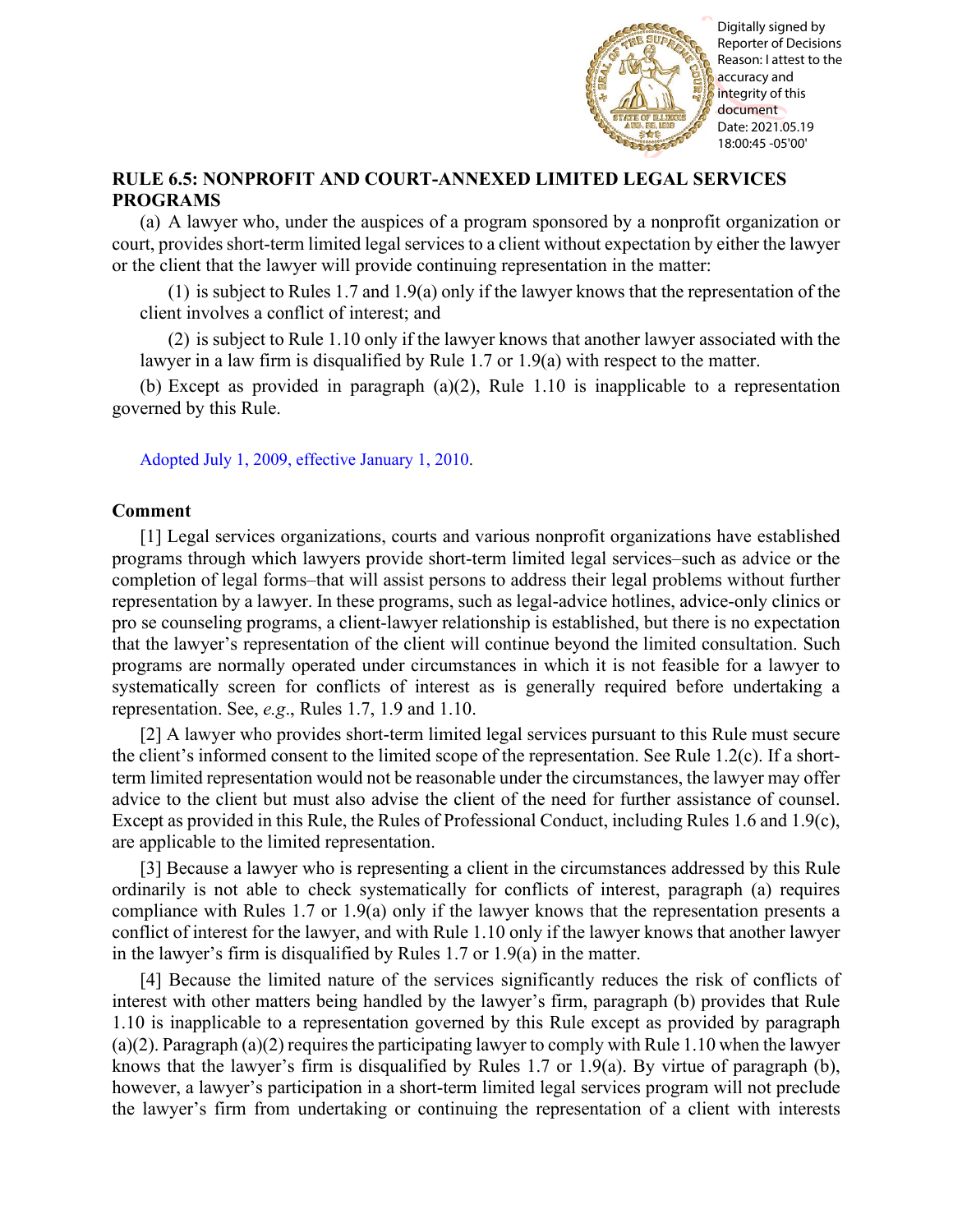## RULE 6.5: NONPROFIT AND COURT-ANNEXED LIMITED LEGAL SERVICES PROGRAMS

(a) A lawyer who, under the auspices of a program sponsored by a nonprofit organization or court, provides short-term limited legal services to a client without expectation by either the lawyer or the client that the lawyer will provide continuing representation in the matter:

(1) is subject to Rules 1.7 and 1.9(a) only if the lawyer knows that the representation of the client involves a conflict of interest; and

(2) is subject to Rule 1.10 only if the lawyer knows that another lawyer associated with the lawyer in a law firm is disqualified by Rule 1.7 or 1.9(a) with respect to the matter.

(b) Except as provided in paragraph (a)(2), Rule 1.10 is inapplicable to a representation governed by this Rule.

Adopted July 1, 2009, effective January 1, 2010.

### Comment

[1] Legal services organizations, courts and various nonprofit organizations have established programs through which lawyers provide short-term limited legal services–such as advice or the completion of legal forms–that will assist persons to address their legal problems without further representation by a lawyer. In these programs, such as legal-advice hotlines, advice-only clinics or pro se counseling programs, a client-lawyer relationship is established, but there is no expectation that the lawyer's representation of the client will continue beyond the limited consultation. Such programs are normally operated under circumstances in which it is not feasible for a lawyer to systematically screen for conflicts of interest as is generally required before undertaking a representation. See, *e.g*., Rules 1.7, 1.9 and 1.10.

[2] A lawyer who provides short-term limited legal services pursuant to this Rule must secure the client's informed consent to the limited scope of the representation. See Rule 1.2(c). If a short-term limited representation would not be reasonable under the circumstances, the lawyer may offer advice to the client but must also advise the client of the need for further assistance of counsel. Except as provided in this Rule, the Rules of Professional Conduct, including Rules 1.6 and 1.9(c), are applicable to the limited representation.

[3] Because a lawyer who is representing a client in the circumstances addressed by this Rule ordinarily is not able to check systematically for conflicts of interest, paragraph (a) requires compliance with Rules 1.7 or 1.9(a) only if the lawyer knows that the representation presents a conflict of interest for the lawyer, and with Rule 1.10 only if the lawyer knows that another lawyer in the lawyer's firm is disqualified by Rules 1.7 or 1.9(a) in the matter.

[4] Because the limited nature of the services significantly reduces the risk of conflicts of interest with other matters being handled by the lawyer's firm, paragraph (b) provides that Rule 1.10 is inapplicable to a representation governed by this Rule except as provided by paragraph (a)(2). Paragraph (a)(2) requires the participating lawyer to comply with Rule 1.10 when the lawyer knows that the lawyer's firm is disqualified by Rules 1.7 or 1.9(a). By virtue of paragraph (b), however, a lawyer's participation in a short-term limited legal services program will not preclude the lawyer's firm from undertaking or continuing the representation of a client with interests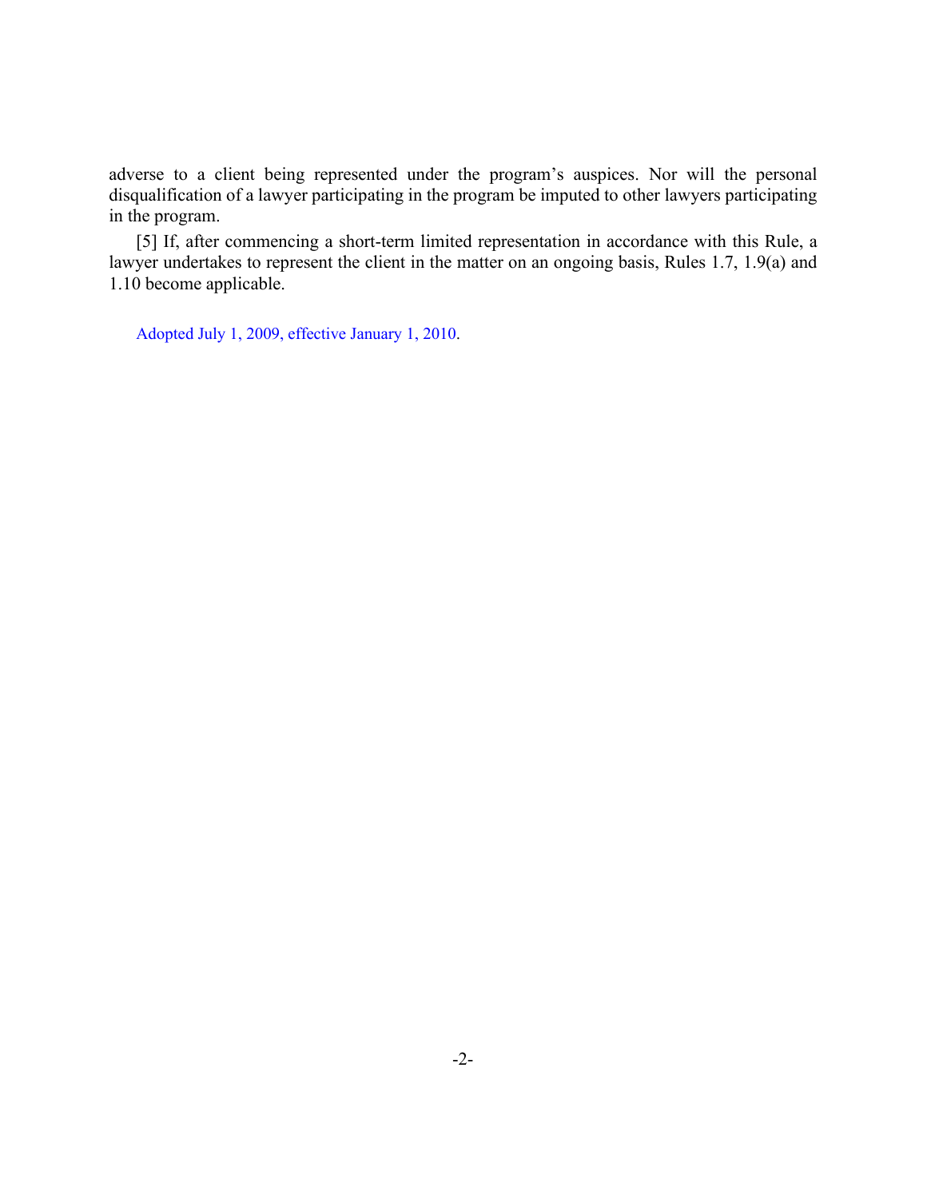adverse to a client being represented under the program's auspices. Nor will the personal disqualification of a lawyer participating in the program be imputed to other lawyers participating in the program.

[5] If, after commencing a short-term limited representation in accordance with this Rule, a lawyer undertakes to represent the client in the matter on an ongoing basis, Rules 1.7, 1.9(a) and 1.10 become applicable.

Adopted July 1, 2009, effective January 1, 2010.